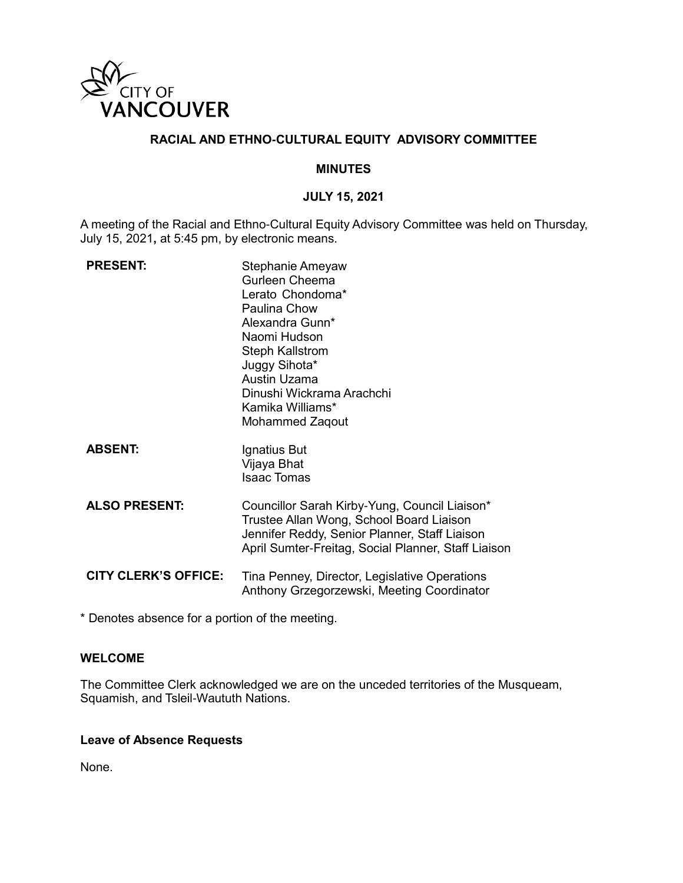CITY OF VANCOUVER

# RACIAL AND ETHNO-CULTURAL EQUITY ADVISORY COMMITTEE

## MINUTES

## JULY 15, 2021

A meeting of the Racial and Ethno-Cultural Equity Advisory Committee was held on Thursday, July 15, 2021**,** at 5:45 pm, by electronic means.

| | |
|---|---|
| **PRESENT:** | Stephanie Ameyaw<br>Gurleen Cheema<br>Lerato Chondoma*<br>Paulina Chow<br>Alexandra Gunn*<br>Naomi Hudson<br>Steph Kallstrom<br>Juggy Sihota*<br>Austin Uzama<br>Dinushi Wickrama Arachchi<br>Kamika Williams*<br>Mohammed Zaqout |
| **ABSENT:** | Ignatius But<br>Vijaya Bhat<br>Isaac Tomas |
| **ALSO PRESENT:** | Councillor Sarah Kirby-Yung, Council Liaison*<br>Trustee Allan Wong, School Board Liaison<br>Jennifer Reddy, Senior Planner, Staff Liaison<br>April Sumter-Freitag, Social Planner, Staff Liaison |
| **CITY CLERK'S OFFICE:** | Tina Penney, Director, Legislative Operations<br>Anthony Grzegorzewski, Meeting Coordinator |

\* Denotes absence for a portion of the meeting.

### WELCOME

The Committee Clerk acknowledged we are on the unceded territories of the Musqueam, Squamish, and Tsleil-Waututh Nations.

### Leave of Absence Requests

None.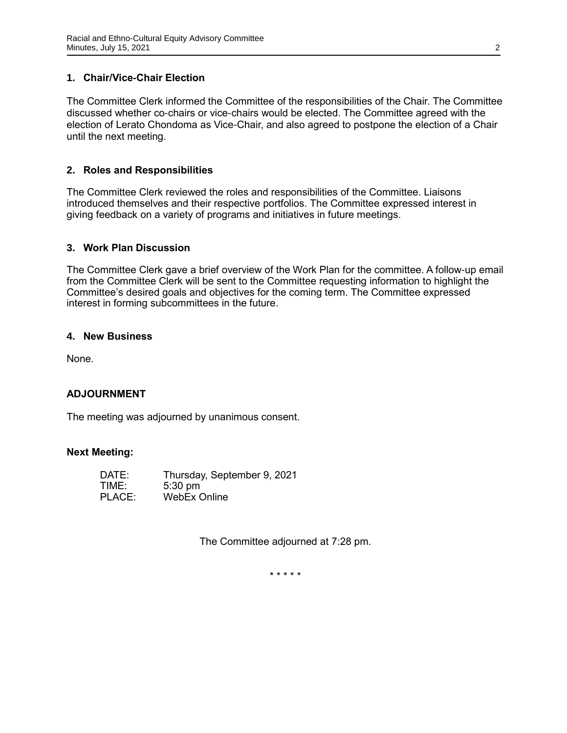### 1. Chair/Vice-Chair Election

The Committee Clerk informed the Committee of the responsibilities of the Chair. The Committee discussed whether co-chairs or vice-chairs would be elected. The Committee agreed with the election of Lerato Chondoma as Vice-Chair, and also agreed to postpone the election of a Chair until the next meeting.

### 2. Roles and Responsibilities

The Committee Clerk reviewed the roles and responsibilities of the Committee. Liaisons introduced themselves and their respective portfolios. The Committee expressed interest in giving feedback on a variety of programs and initiatives in future meetings.

### 3. Work Plan Discussion

The Committee Clerk gave a brief overview of the Work Plan for the committee. A follow-up email from the Committee Clerk will be sent to the Committee requesting information to highlight the Committee's desired goals and objectives for the coming term. The Committee expressed interest in forming subcommittees in the future.

### 4. New Business

None.

## ADJOURNMENT

The meeting was adjourned by unanimous consent.

**Next Meeting:**

| | |
|---|---|
| DATE: | Thursday, September 9, 2021 |
| TIME: | 5:30 pm |
| PLACE: | WebEx Online |

The Committee adjourned at 7:28 pm.

\* \* \* \* \*